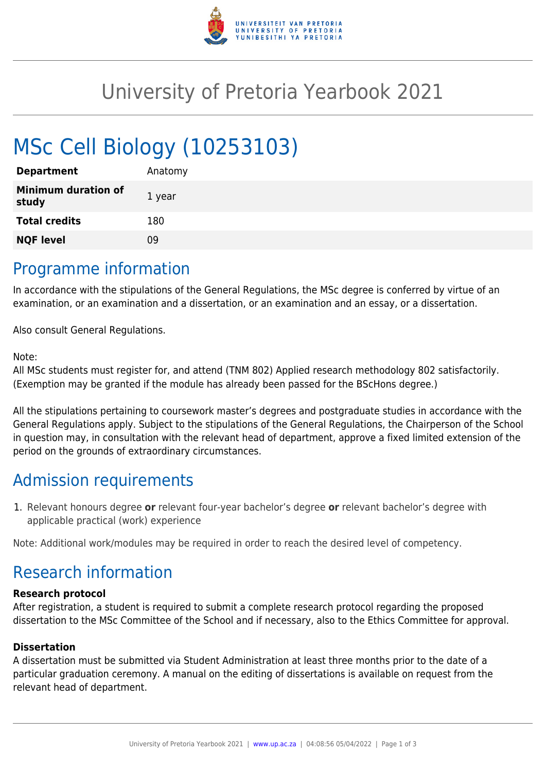# University of Pretoria Yearbook 2021

# MSc Cell Biology (10253103)

| | |
|---|---|
| **Department** | Anatomy |
| **Minimum duration of study** | 1 year |
| **Total credits** | 180 |
| **NQF level** | 09 |

## Programme information

In accordance with the stipulations of the General Regulations, the MSc degree is conferred by virtue of an examination, or an examination and a dissertation, or an examination and an essay, or a dissertation.

Also consult General Regulations.

Note:
All MSc students must register for, and attend (TNM 802) Applied research methodology 802 satisfactorily. (Exemption may be granted if the module has already been passed for the BScHons degree.)

All the stipulations pertaining to coursework master's degrees and postgraduate studies in accordance with the General Regulations apply. Subject to the stipulations of the General Regulations, the Chairperson of the School in question may, in consultation with the relevant head of department, approve a fixed limited extension of the period on the grounds of extraordinary circumstances.

## Admission requirements

1. Relevant honours degree **or** relevant four-year bachelor's degree **or** relevant bachelor's degree with applicable practical (work) experience

Note: Additional work/modules may be required in order to reach the desired level of competency.

## Research information

**Research protocol**
After registration, a student is required to submit a complete research protocol regarding the proposed dissertation to the MSc Committee of the School and if necessary, also to the Ethics Committee for approval.

**Dissertation**
A dissertation must be submitted via Student Administration at least three months prior to the date of a particular graduation ceremony. A manual on the editing of dissertations is available on request from the relevant head of department.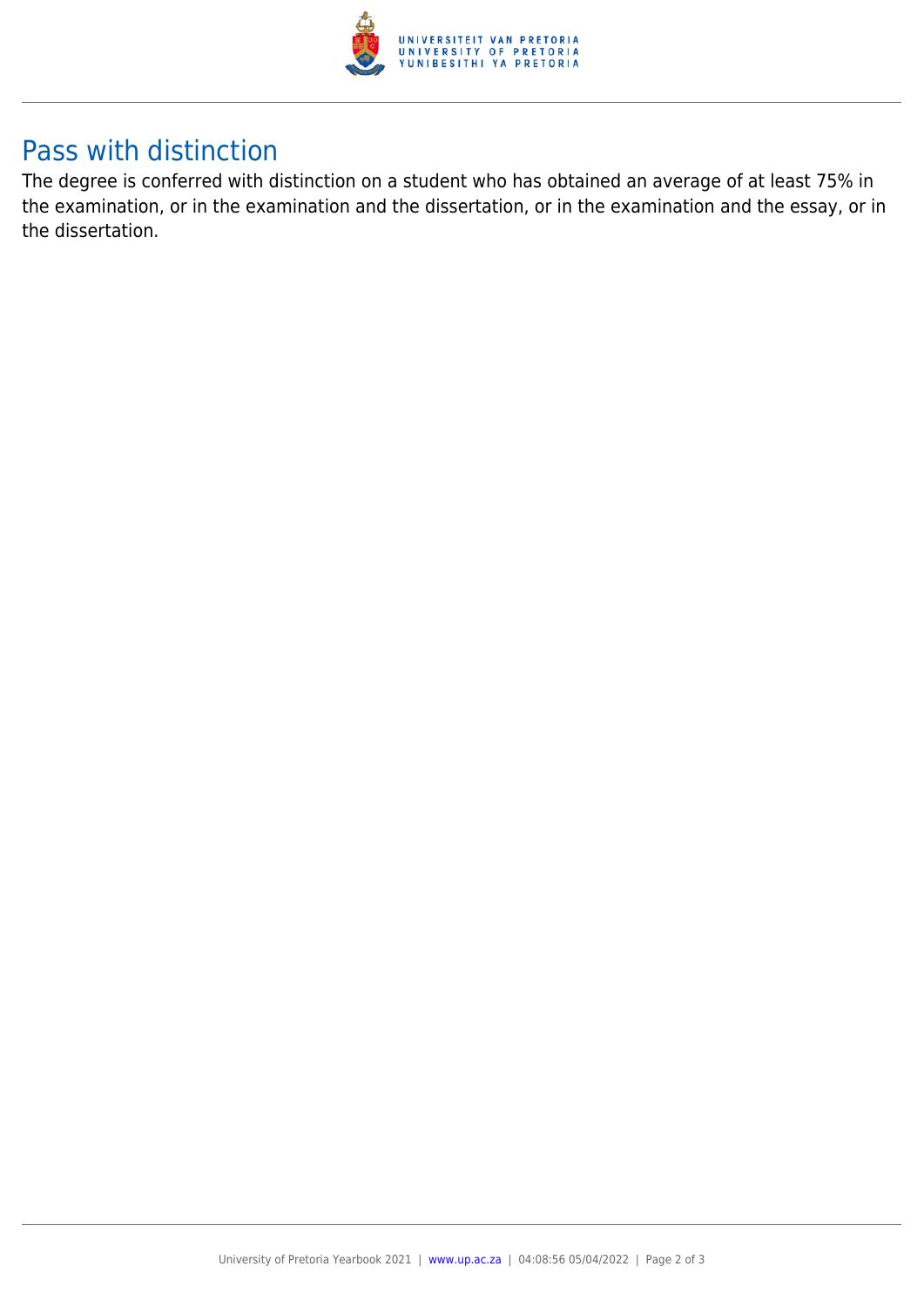## Pass with distinction

The degree is conferred with distinction on a student who has obtained an average of at least 75% in the examination, or in the examination and the dissertation, or in the examination and the essay, or in the dissertation.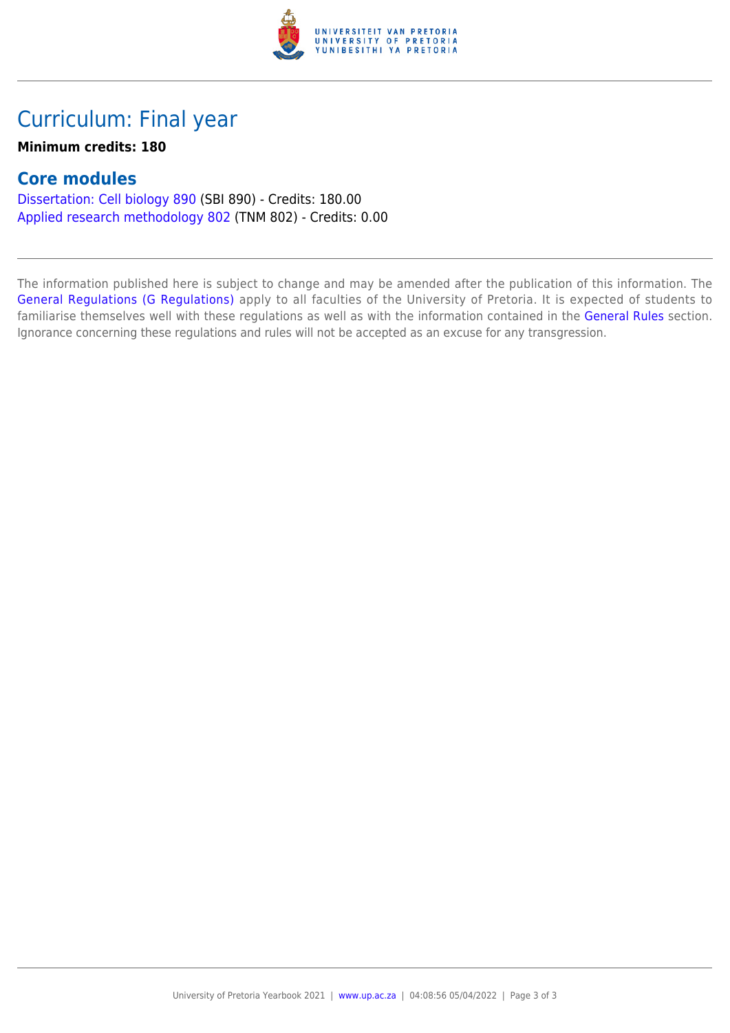## Curriculum: Final year

**Minimum credits: 180**

### Core modules

Dissertation: Cell biology 890 (SBI 890) - Credits: 180.00
Applied research methodology 802 (TNM 802) - Credits: 0.00

The information published here is subject to change and may be amended after the publication of this information. The General Regulations (G Regulations) apply to all faculties of the University of Pretoria. It is expected of students to familiarise themselves well with these regulations as well as with the information contained in the General Rules section. Ignorance concerning these regulations and rules will not be accepted as an excuse for any transgression.